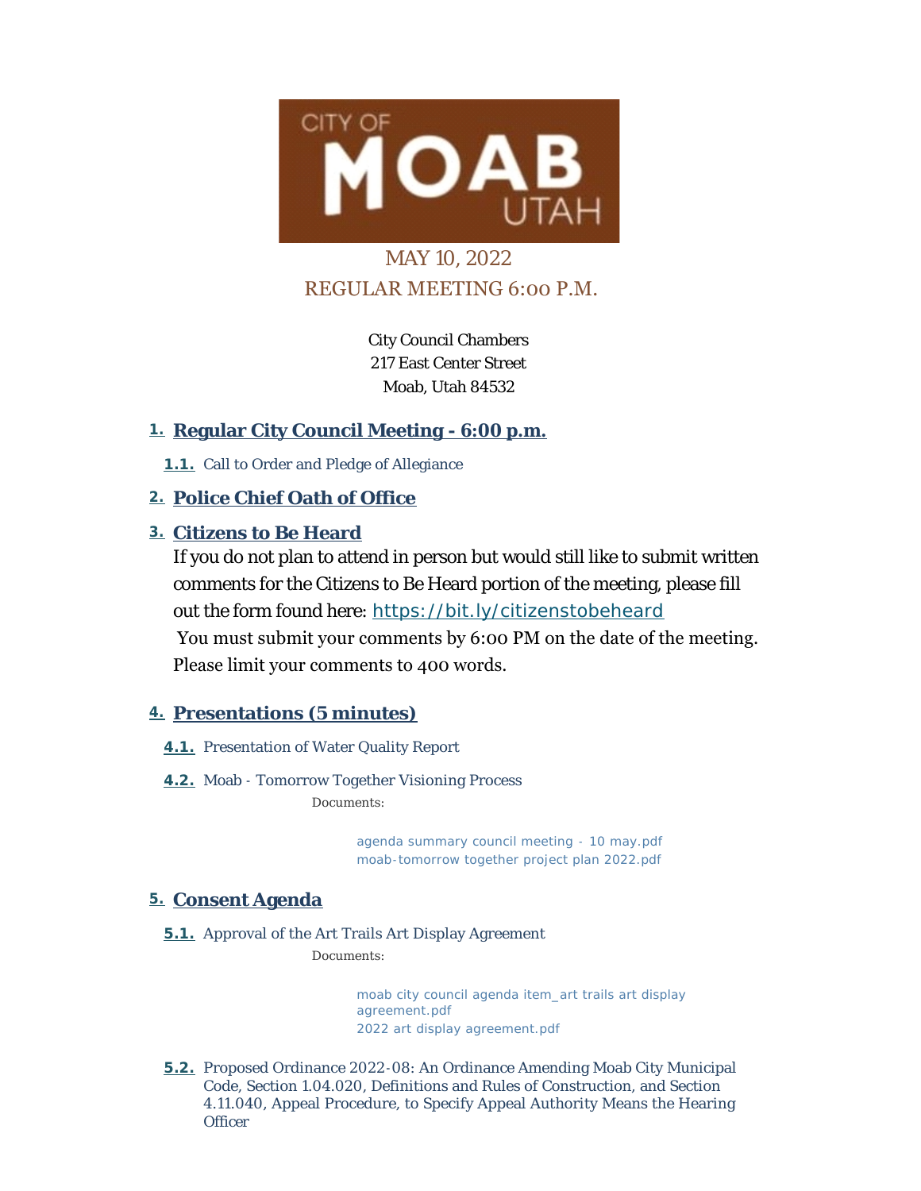CITY OF MOAB UTAH

MAY 10, 2022
REGULAR MEETING 6:00 P.M.

City Council Chambers
217 East Center Street
Moab, Utah 84532

## 1. Regular City Council Meeting - 6:00 p.m.

**1.1.** Call to Order and Pledge of Allegiance

## 2. Police Chief Oath of Office

## 3. Citizens to Be Heard

If you do not plan to attend in person but would still like to submit written comments for the Citizens to Be Heard portion of the meeting, please fill out the form found here: https://bit.ly/citizenstobeheard

You must submit your comments by 6:00 PM on the date of the meeting. Please limit your comments to 400 words.

## 4. Presentations (5 minutes)

**4.1.** Presentation of Water Quality Report

**4.2.** Moab - Tomorrow Together Visioning Process

Documents:

agenda summary council meeting - 10 may.pdf
moab-tomorrow together project plan 2022.pdf

## 5. Consent Agenda

**5.1.** Approval of the Art Trails Art Display Agreement

Documents:

moab city council agenda item_art trails art display agreement.pdf
2022 art display agreement.pdf

**5.2.** Proposed Ordinance 2022-08: An Ordinance Amending Moab City Municipal Code, Section 1.04.020, Definitions and Rules of Construction, and Section 4.11.040, Appeal Procedure, to Specify Appeal Authority Means the Hearing Officer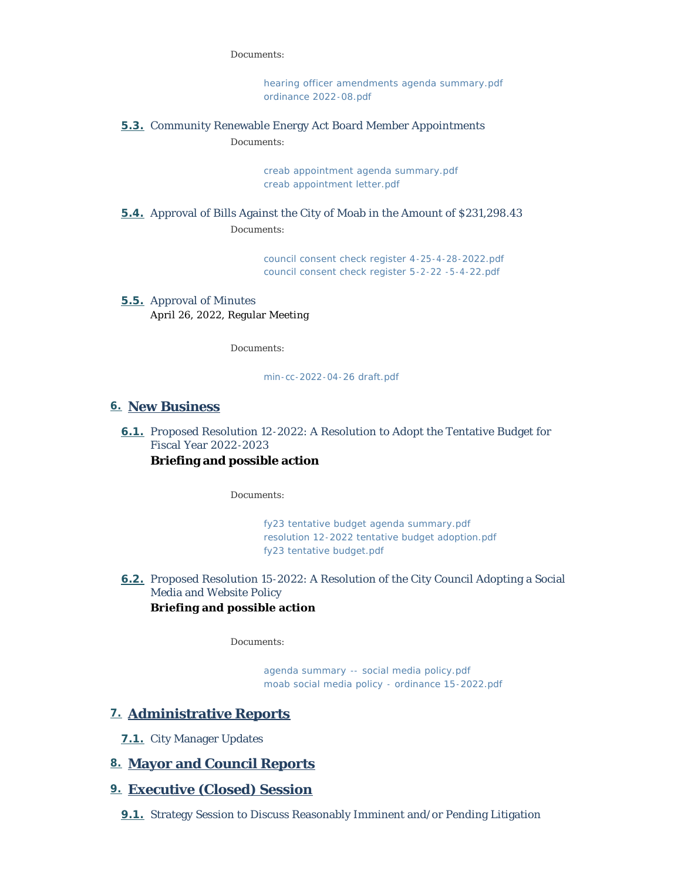Documents:

hearing officer amendments agenda summary.pdf
ordinance 2022-08.pdf

**5.3.** Community Renewable Energy Act Board Member Appointments

Documents:

creab appointment agenda summary.pdf
creab appointment letter.pdf

**5.4.** Approval of Bills Against the City of Moab in the Amount of $231,298.43

Documents:

council consent check register 4-25-4-28-2022.pdf
council consent check register 5-2-22 -5-4-22.pdf

**5.5.** Approval of Minutes
April 26, 2022, Regular Meeting

Documents:

min-cc-2022-04-26 draft.pdf

## 6. New Business

**6.1.** Proposed Resolution 12-2022: A Resolution to Adopt the Tentative Budget for Fiscal Year 2022-2023
**Briefing and possible action**

Documents:

fy23 tentative budget agenda summary.pdf
resolution 12-2022 tentative budget adoption.pdf
fy23 tentative budget.pdf

**6.2.** Proposed Resolution 15-2022: A Resolution of the City Council Adopting a Social Media and Website Policy
**Briefing and possible action**

Documents:

agenda summary -- social media policy.pdf
moab social media policy - ordinance 15-2022.pdf

## 7. Administrative Reports

**7.1.** City Manager Updates

## 8. Mayor and Council Reports

## 9. Executive (Closed) Session

**9.1.** Strategy Session to Discuss Reasonably Imminent and/or Pending Litigation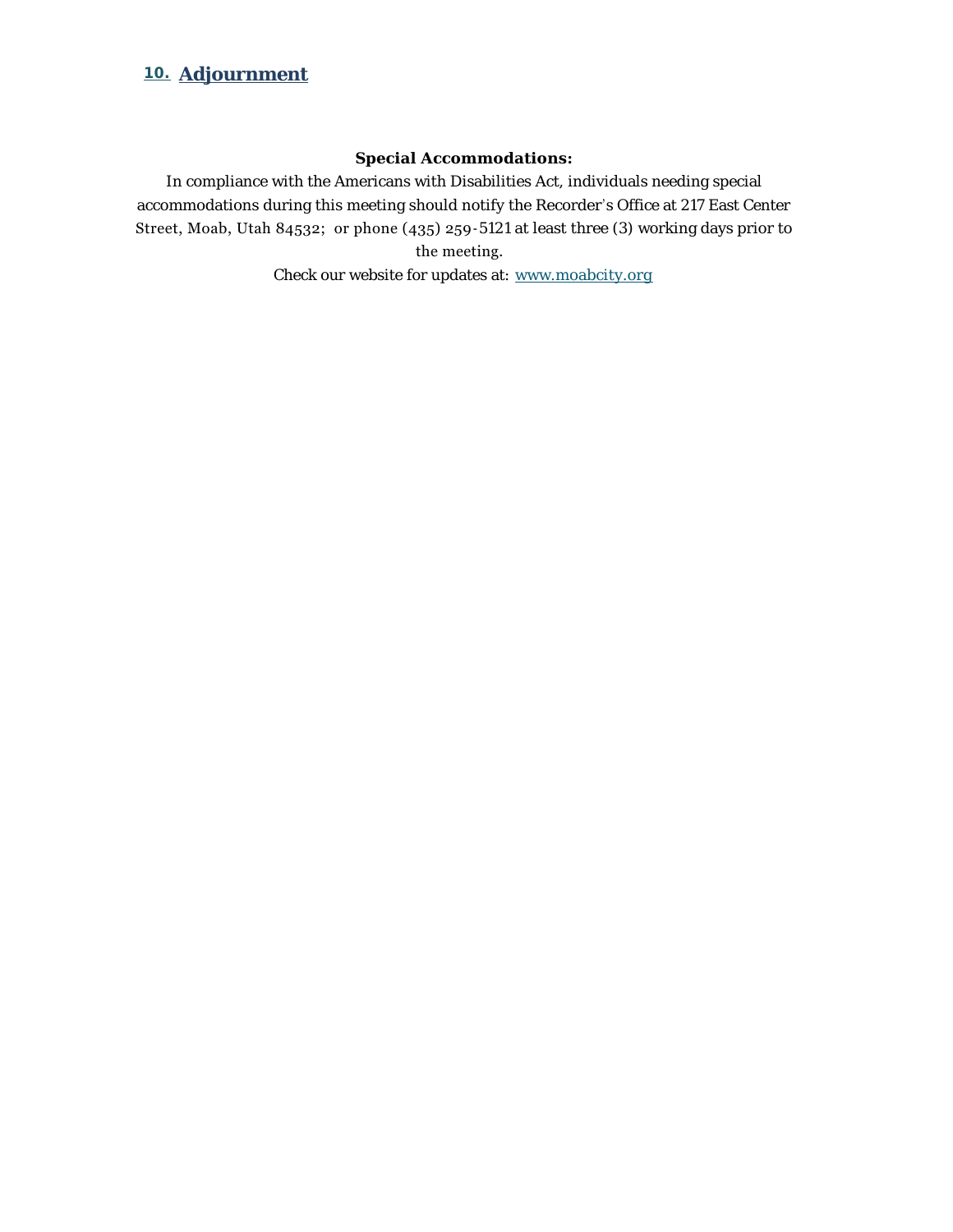## 10. Adjournment

**Special Accommodations:**

In compliance with the Americans with Disabilities Act, individuals needing special accommodations during this meeting should notify the Recorder's Office at 217 East Center Street, Moab, Utah 84532; or phone (435) 259-5121 at least three (3) working days prior to the meeting.

Check our website for updates at: www.moabcity.org